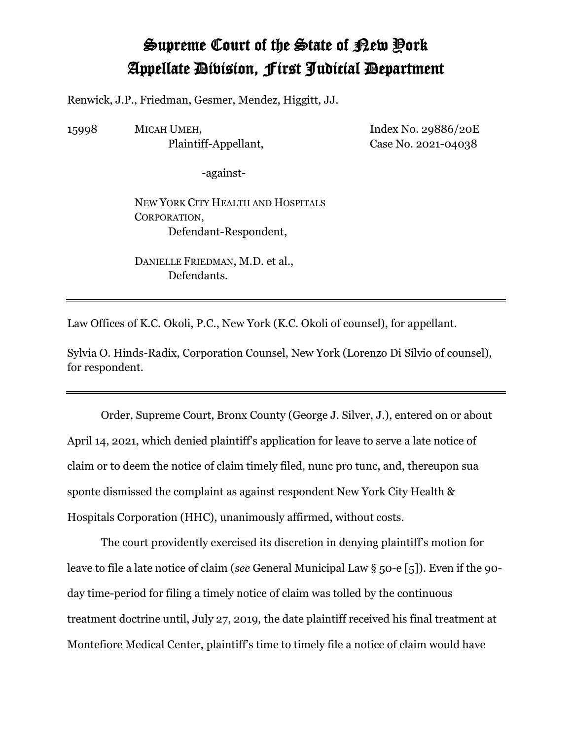# Supreme Court of the State of New York Appellate Division, First Judicial Department

Renwick, J.P., Friedman, Gesmer, Mendez, Higgitt, JJ.

15998 MICAH UMEH,
Plaintiff-Appellant,

Index No. 29886/20E
Case No. 2021-04038

-against-

NEW YORK CITY HEALTH AND HOSPITALS CORPORATION,
Defendant-Respondent,

DANIELLE FRIEDMAN, M.D. et al.,
Defendants.

---

Law Offices of K.C. Okoli, P.C., New York (K.C. Okoli of counsel), for appellant.

Sylvia O. Hinds-Radix, Corporation Counsel, New York (Lorenzo Di Silvio of counsel), for respondent.

---

Order, Supreme Court, Bronx County (George J. Silver, J.), entered on or about April 14, 2021, which denied plaintiff's application for leave to serve a late notice of claim or to deem the notice of claim timely filed, nunc pro tunc, and, thereupon sua sponte dismissed the complaint as against respondent New York City Health & Hospitals Corporation (HHC), unanimously affirmed, without costs.

The court providently exercised its discretion in denying plaintiff's motion for leave to file a late notice of claim (*see* General Municipal Law § 50-e [5]). Even if the 90-day time-period for filing a timely notice of claim was tolled by the continuous treatment doctrine until, July 27, 2019, the date plaintiff received his final treatment at Montefiore Medical Center, plaintiff's time to timely file a notice of claim would have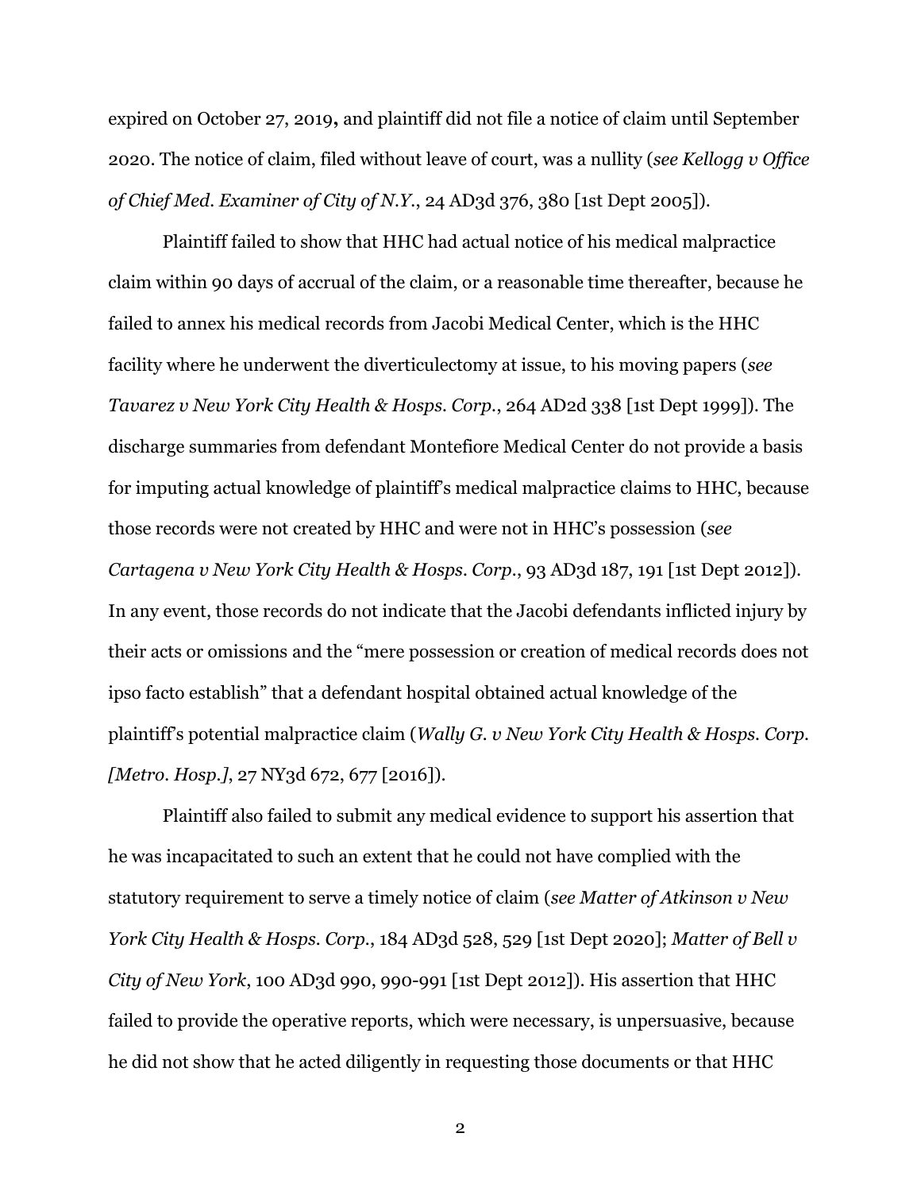expired on October 27, 2019**,** and plaintiff did not file a notice of claim until September 2020. The notice of claim, filed without leave of court, was a nullity (*see Kellogg v Office of Chief Med. Examiner of City of N.Y.*, 24 AD3d 376, 380 [1st Dept 2005]).

Plaintiff failed to show that HHC had actual notice of his medical malpractice claim within 90 days of accrual of the claim, or a reasonable time thereafter, because he failed to annex his medical records from Jacobi Medical Center, which is the HHC facility where he underwent the diverticulectomy at issue, to his moving papers (*see Tavarez v New York City Health & Hosps. Corp.*, 264 AD2d 338 [1st Dept 1999]). The discharge summaries from defendant Montefiore Medical Center do not provide a basis for imputing actual knowledge of plaintiff's medical malpractice claims to HHC, because those records were not created by HHC and were not in HHC's possession (*see Cartagena v New York City Health & Hosps. Corp.*, 93 AD3d 187, 191 [1st Dept 2012]). In any event, those records do not indicate that the Jacobi defendants inflicted injury by their acts or omissions and the "mere possession or creation of medical records does not ipso facto establish" that a defendant hospital obtained actual knowledge of the plaintiff's potential malpractice claim (*Wally G. v New York City Health & Hosps. Corp. [Metro. Hosp.]*, 27 NY3d 672, 677 [2016]).

Plaintiff also failed to submit any medical evidence to support his assertion that he was incapacitated to such an extent that he could not have complied with the statutory requirement to serve a timely notice of claim (*see Matter of Atkinson v New York City Health & Hosps. Corp.*, 184 AD3d 528, 529 [1st Dept 2020]; *Matter of Bell v City of New York*, 100 AD3d 990, 990-991 [1st Dept 2012]). His assertion that HHC failed to provide the operative reports, which were necessary, is unpersuasive, because he did not show that he acted diligently in requesting those documents or that HHC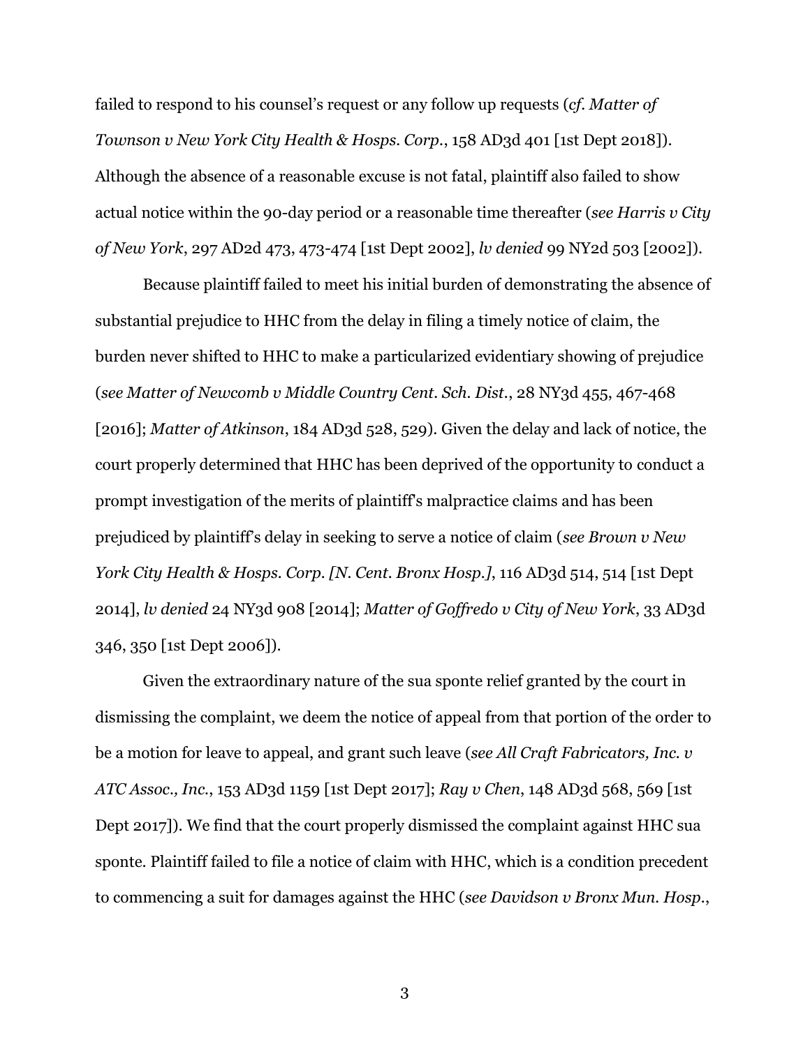failed to respond to his counsel's request or any follow up requests (*cf. Matter of Townson v New York City Health & Hosps. Corp.*, 158 AD3d 401 [1st Dept 2018]). Although the absence of a reasonable excuse is not fatal, plaintiff also failed to show actual notice within the 90-day period or a reasonable time thereafter (*see Harris v City of New York*, 297 AD2d 473, 473-474 [1st Dept 2002], *lv denied* 99 NY2d 503 [2002]).

Because plaintiff failed to meet his initial burden of demonstrating the absence of substantial prejudice to HHC from the delay in filing a timely notice of claim, the burden never shifted to HHC to make a particularized evidentiary showing of prejudice (*see Matter of Newcomb v Middle Country Cent. Sch. Dist.*, 28 NY3d 455, 467-468 [2016]; *Matter of Atkinson*, 184 AD3d 528, 529). Given the delay and lack of notice, the court properly determined that HHC has been deprived of the opportunity to conduct a prompt investigation of the merits of plaintiff's malpractice claims and has been prejudiced by plaintiff's delay in seeking to serve a notice of claim (*see Brown v New York City Health & Hosps. Corp. [N. Cent. Bronx Hosp.]*, 116 AD3d 514, 514 [1st Dept 2014], *lv denied* 24 NY3d 908 [2014]; *Matter of Goffredo v City of New York*, 33 AD3d 346, 350 [1st Dept 2006]).

Given the extraordinary nature of the sua sponte relief granted by the court in dismissing the complaint, we deem the notice of appeal from that portion of the order to be a motion for leave to appeal, and grant such leave (*see All Craft Fabricators, Inc. v ATC Assoc., Inc.*, 153 AD3d 1159 [1st Dept 2017]; *Ray v Chen*, 148 AD3d 568, 569 [1st Dept 2017]). We find that the court properly dismissed the complaint against HHC sua sponte. Plaintiff failed to file a notice of claim with HHC, which is a condition precedent to commencing a suit for damages against the HHC (*see Davidson v Bronx Mun. Hosp.*,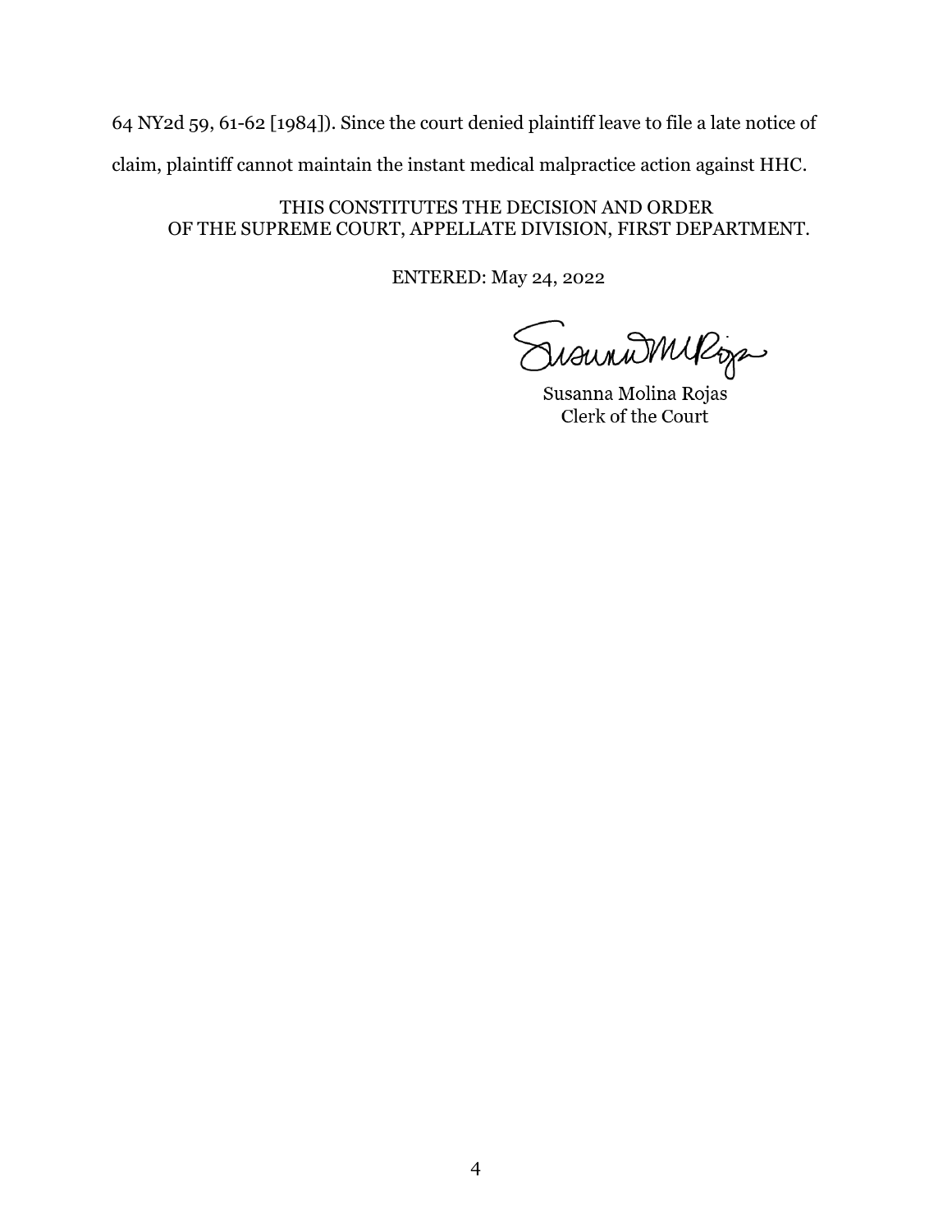64 NY2d 59, 61-62 [1984]). Since the court denied plaintiff leave to file a late notice of claim, plaintiff cannot maintain the instant medical malpractice action against HHC.

THIS CONSTITUTES THE DECISION AND ORDER
OF THE SUPREME COURT, APPELLATE DIVISION, FIRST DEPARTMENT.

ENTERED: May 24, 2022

Susanna Molina Rojas
Clerk of the Court